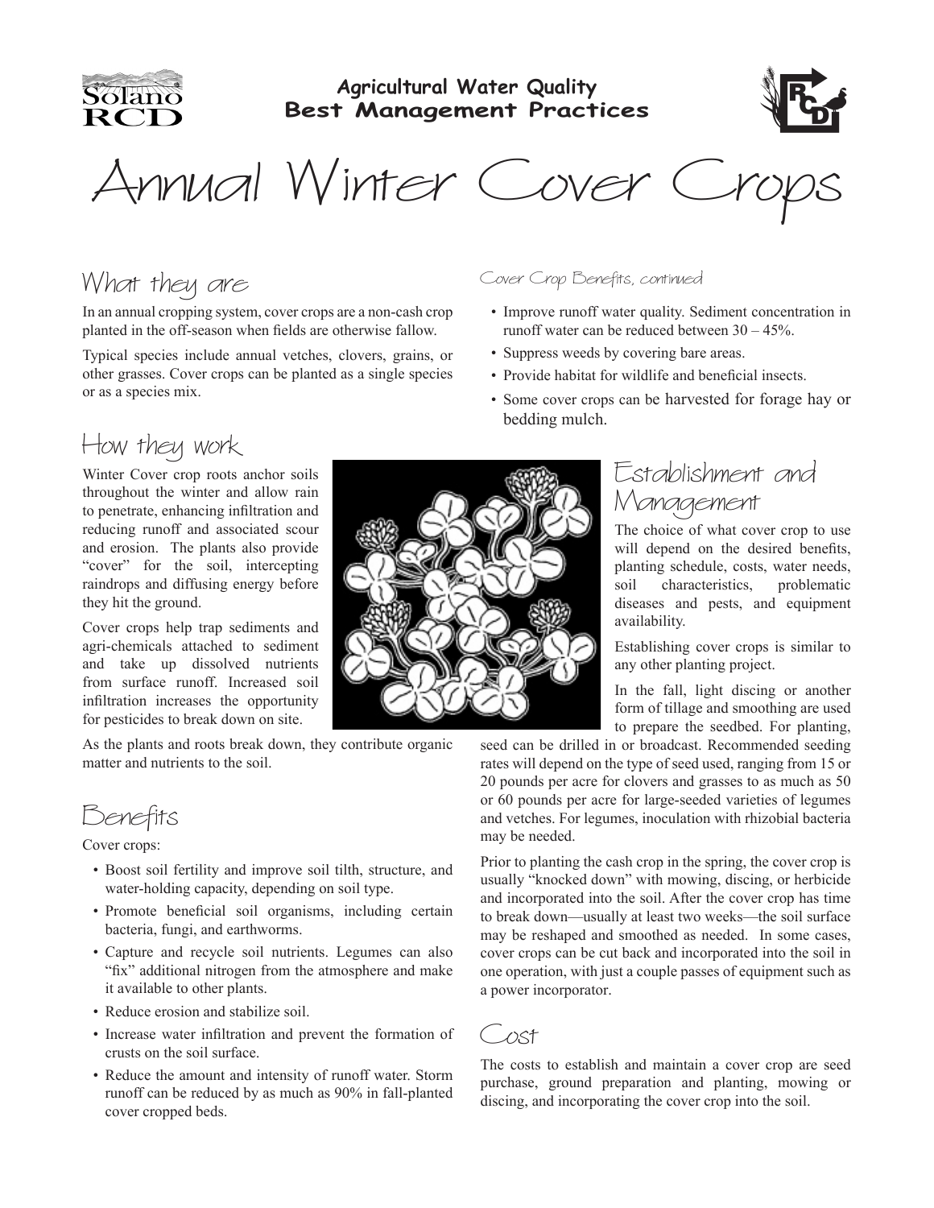Agricultural Water Quality
**Best Management Practices**

# Annual Winter Cover Crops

## What they are

In an annual cropping system, cover crops are a non-cash crop planted in the off-season when fields are otherwise fallow.

Typical species include annual vetches, clovers, grains, or other grasses. Cover crops can be planted as a single species or as a species mix.

## How they work

Winter Cover crop roots anchor soils throughout the winter and allow rain to penetrate, enhancing infiltration and reducing runoff and associated scour and erosion. The plants also provide "cover" for the soil, intercepting raindrops and diffusing energy before they hit the ground.

Cover crops help trap sediments and agri-chemicals attached to sediment and take up dissolved nutrients from surface runoff. Increased soil infiltration increases the opportunity for pesticides to break down on site.

As the plants and roots break down, they contribute organic matter and nutrients to the soil.

## Benefits

Cover crops:

- Boost soil fertility and improve soil tilth, structure, and water-holding capacity, depending on soil type.
- Promote beneficial soil organisms, including certain bacteria, fungi, and earthworms.
- Capture and recycle soil nutrients. Legumes can also "fix" additional nitrogen from the atmosphere and make it available to other plants.
- Reduce erosion and stabilize soil.
- Increase water infiltration and prevent the formation of crusts on the soil surface.
- Reduce the amount and intensity of runoff water. Storm runoff can be reduced by as much as 90% in fall-planted cover cropped beds.

*Cover Crop Benefits, continued*

- Improve runoff water quality. Sediment concentration in runoff water can be reduced between 30 – 45%.
- Suppress weeds by covering bare areas.
- Provide habitat for wildlife and beneficial insects.
- Some cover crops can be harvested for forage hay or bedding mulch.

## Establishment and Management

The choice of what cover crop to use will depend on the desired benefits, planting schedule, costs, water needs, soil characteristics, problematic diseases and pests, and equipment availability.

Establishing cover crops is similar to any other planting project.

In the fall, light discing or another form of tillage and smoothing are used to prepare the seedbed. For planting, seed can be drilled in or broadcast. Recommended seeding rates will depend on the type of seed used, ranging from 15 or 20 pounds per acre for clovers and grasses to as much as 50 or 60 pounds per acre for large-seeded varieties of legumes and vetches. For legumes, inoculation with rhizobial bacteria may be needed.

Prior to planting the cash crop in the spring, the cover crop is usually "knocked down" with mowing, discing, or herbicide and incorporated into the soil. After the cover crop has time to break down—usually at least two weeks—the soil surface may be reshaped and smoothed as needed. In some cases, cover crops can be cut back and incorporated into the soil in one operation, with just a couple passes of equipment such as a power incorporator.

## Cost

The costs to establish and maintain a cover crop are seed purchase, ground preparation and planting, mowing or discing, and incorporating the cover crop into the soil.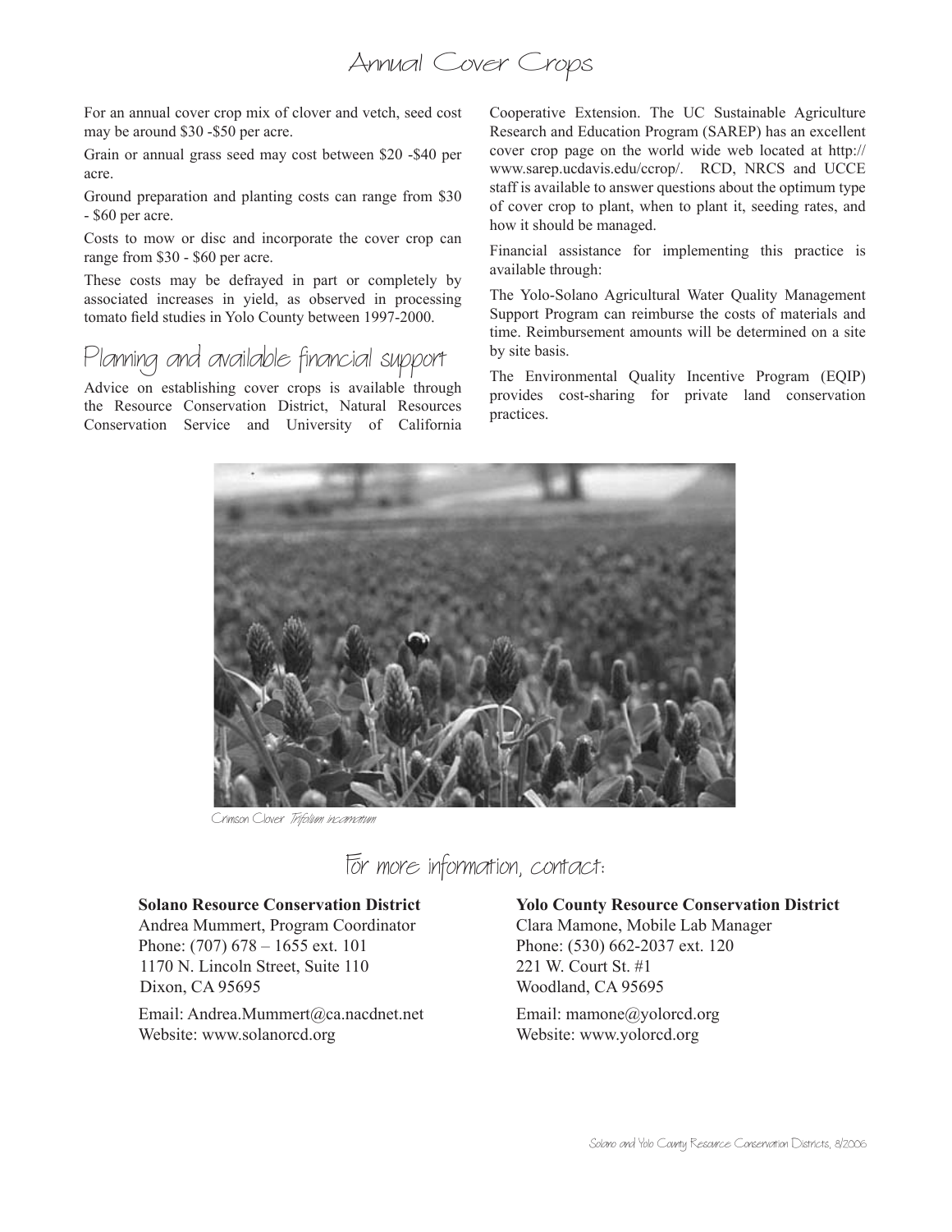# Annual Cover Crops

For an annual cover crop mix of clover and vetch, seed cost may be around $30 -$50 per acre.

Grain or annual grass seed may cost between $20 -$40 per acre.

Ground preparation and planting costs can range from $30 - $60 per acre.

Costs to mow or disc and incorporate the cover crop can range from $30 - $60 per acre.

These costs may be defrayed in part or completely by associated increases in yield, as observed in processing tomato field studies in Yolo County between 1997-2000.

## Planning and available financial support

Advice on establishing cover crops is available through the Resource Conservation District, Natural Resources Conservation Service and University of California Cooperative Extension. The UC Sustainable Agriculture Research and Education Program (SAREP) has an excellent cover crop page on the world wide web located at http://www.sarep.ucdavis.edu/ccrop/. RCD, NRCS and UCCE staff is available to answer questions about the optimum type of cover crop to plant, when to plant it, seeding rates, and how it should be managed.

Financial assistance for implementing this practice is available through:

The Yolo-Solano Agricultural Water Quality Management Support Program can reimburse the costs of materials and time. Reimbursement amounts will be determined on a site by site basis.

The Environmental Quality Incentive Program (EQIP) provides cost-sharing for private land conservation practices.

Crimson Clover *Trifolium incarnatum*

## For more information, contact:

**Solano Resource Conservation District**
Andrea Mummert, Program Coordinator
Phone: (707) 678 – 1655 ext. 101
1170 N. Lincoln Street, Suite 110
Dixon, CA 95695

Email: Andrea.Mummert@ca.nacdnet.net
Website: www.solanorcd.org

**Yolo County Resource Conservation District**
Clara Mamone, Mobile Lab Manager
Phone: (530) 662-2037 ext. 120
221 W. Court St. #1
Woodland, CA 95695

Email: mamone@yolorcd.org
Website: www.yolorcd.org

Solano and Yolo County Resource Conservation Districts, 8/2006